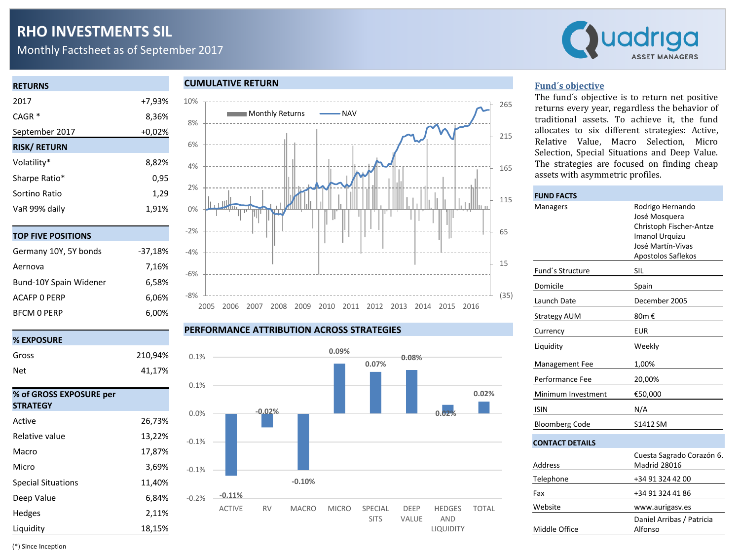# RHO INVESTMENTS SIL

Monthly Factsheet as of September 2017

Quadriga ASSET MANAGERS

## RETURNS

| | |
|---|---|
| 2017 | +7,93% |
| CAGR * | 8,36% |
| September 2017 | +0,02% |

## RISK/ RETURN

| | |
|---|---|
| Volatility* | 8,82% |
| Sharpe Ratio* | 0,95 |
| Sortino Ratio | 1,29 |
| VaR 99% daily | 1,91% |

## TOP FIVE POSITIONS

| | |
|---|---|
| Germany 10Y, 5Y bonds | -37,18% |
| Aernova | 7,16% |
| Bund-10Y Spain Widener | 6,58% |
| ACAFP 0 PERP | 6,06% |
| BFCM 0 PERP | 6,00% |

## % EXPOSURE

| | |
|---|---|
| Gross | 210,94% |
| Net | 41,17% |

## % of GROSS EXPOSURE per STRATEGY

| | |
|---|---|
| Active | 26,73% |
| Relative value | 13,22% |
| Macro | 17,87% |
| Micro | 3,69% |
| Special Situations | 11,40% |
| Deep Value | 6,84% |
| Hedges | 2,11% |
| Liquidity | 18,15% |

(*) Since Inception

## CUMULATIVE RETURN

Monthly Returns / NAV (2005–2016)

## PERFORMANCE ATTRIBUTION ACROSS STRATEGIES

| Strategy | Attribution |
|---|---|
| ACTIVE | -0.11% |
| RV | -0.02% |
| MACRO | -0.10% |
| MICRO | 0.09% |
| SPECIAL SITS | 0.07% |
| DEEP VALUE | 0.08% |
| HEDGES AND LIQUIDITY | 0.02% |
| TOTAL | 0.02% |

## Fund´s objective

The fund´s objective is to return net positive returns every year, regardless the behavior of traditional assets. To achieve it, the fund allocates to six different strategies: Active, Relative Value, Macro Selection, Micro Selection, Special Situations and Deep Value. The strategies are focused on finding cheap assets with asymmetric profiles.

## FUND FACTS

| | |
|---|---|
| Managers | Rodrigo Hernando<br>José Mosquera<br>Christoph Fischer-Antze<br>Imanol Urquizu<br>José Martín-Vivas<br>Apostolos Saflekos |
| Fund´s Structure | SIL |
| Domicile | Spain |
| Launch Date | December 2005 |
| Strategy AUM | 80m € |
| Currency | EUR |
| Liquidity | Weekly |
| Management Fee | 1,00% |
| Performance Fee | 20,00% |
| Minimum Investment | €50,000 |
| ISIN | N/A |
| Bloomberg Code | S1412 SM |

## CONTACT DETAILS

| | |
|---|---|
| Address | Cuesta Sagrado Corazón 6. Madrid 28016 |
| Telephone | +34 91 324 42 00 |
| Fax | +34 91 324 41 86 |
| Website | www.aurigasv.es |
| Middle Office | Daniel Arribas / Patricia Alfonso |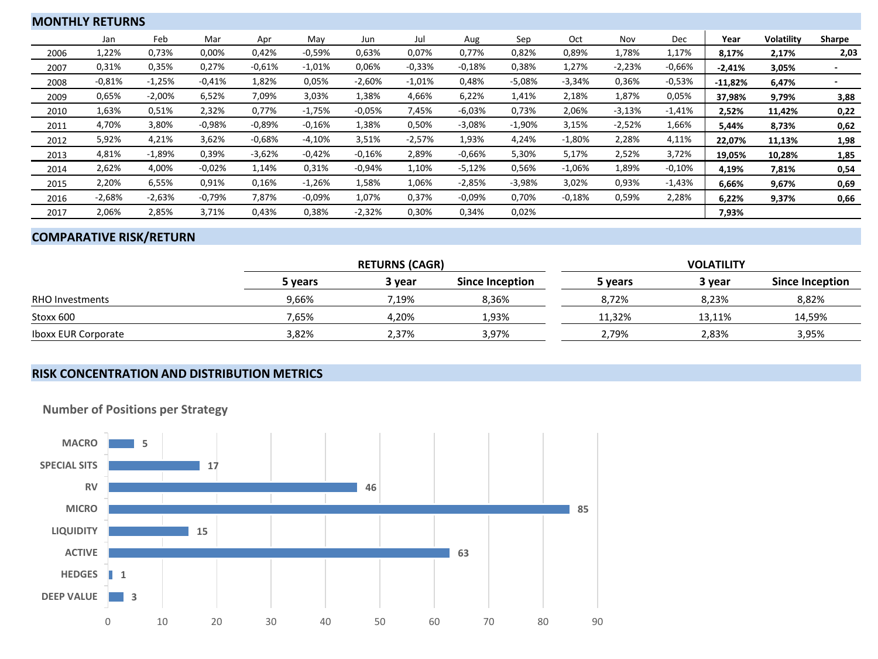## MONTHLY RETURNS

| | Jan | Feb | Mar | Apr | May | Jun | Jul | Aug | Sep | Oct | Nov | Dec | Year | Volatility | Sharpe |
|---|---|---|---|---|---|---|---|---|---|---|---|---|---|---|---|
| 2006 | 1,22% | 0,73% | 0,00% | 0,42% | -0,59% | 0,63% | 0,07% | 0,77% | 0,82% | 0,89% | 1,78% | 1,17% | **8,17%** | **2,17%** | **2,03** |
| 2007 | 0,31% | 0,35% | 0,27% | -0,61% | -1,01% | 0,06% | -0,33% | -0,18% | 0,38% | 1,27% | -2,23% | -0,66% | **-2,41%** | **3,05%** | **-** |
| 2008 | -0,81% | -1,25% | -0,41% | 1,82% | 0,05% | -2,60% | -1,01% | 0,48% | -5,08% | -3,34% | 0,36% | -0,53% | **-11,82%** | **6,47%** | **-** |
| 2009 | 0,65% | -2,00% | 6,52% | 7,09% | 3,03% | 1,38% | 4,66% | 6,22% | 1,41% | 2,18% | 1,87% | 0,05% | **37,98%** | **9,79%** | **3,88** |
| 2010 | 1,63% | 0,51% | 2,32% | 0,77% | -1,75% | -0,05% | 7,45% | -6,03% | 0,73% | 2,06% | -3,13% | -1,41% | **2,52%** | **11,42%** | **0,22** |
| 2011 | 4,70% | 3,80% | -0,98% | -0,89% | -0,16% | 1,38% | 0,50% | -3,08% | -1,90% | 3,15% | -2,52% | 1,66% | **5,44%** | **8,73%** | **0,62** |
| 2012 | 5,92% | 4,21% | 3,62% | -0,68% | -4,10% | 3,51% | -2,57% | 1,93% | 4,24% | -1,80% | 2,28% | 4,11% | **22,07%** | **11,13%** | **1,98** |
| 2013 | 4,81% | -1,89% | 0,39% | -3,62% | -0,42% | -0,16% | 2,89% | -0,66% | 5,30% | 5,17% | 2,52% | 3,72% | **19,05%** | **10,28%** | **1,85** |
| 2014 | 2,62% | 4,00% | -0,02% | 1,14% | 0,31% | -0,94% | 1,10% | -5,12% | 0,56% | -1,06% | 1,89% | -0,10% | **4,19%** | **7,81%** | **0,54** |
| 2015 | 2,20% | 6,55% | 0,91% | 0,16% | -1,26% | 1,58% | 1,06% | -2,85% | -3,98% | 3,02% | 0,93% | -1,43% | **6,66%** | **9,67%** | **0,69** |
| 2016 | -2,68% | -2,63% | -0,79% | 7,87% | -0,09% | 1,07% | 0,37% | -0,09% | 0,70% | -0,18% | 0,59% | 2,28% | **6,22%** | **9,37%** | **0,66** |
| 2017 | 2,06% | 2,85% | 3,71% | 0,43% | 0,38% | -2,32% | 0,30% | 0,34% | 0,02% | | | | **7,93%** | | |

## COMPARATIVE RISK/RETURN

| | RETURNS (CAGR) | | | VOLATILITY | | |
|---|---|---|---|---|---|---|
| | 5 years | 3 year | Since Inception | 5 years | 3 year | Since Inception |
| RHO Investments | 9,66% | 7,19% | 8,36% | 8,72% | 8,23% | 8,82% |
| Stoxx 600 | 7,65% | 4,20% | 1,93% | 11,32% | 13,11% | 14,59% |
| Iboxx EUR Corporate | 3,82% | 2,37% | 3,97% | 2,79% | 2,83% | 3,95% |

## RISK CONCENTRATION AND DISTRIBUTION METRICS

### Number of Positions per Strategy

| Strategy | Number of Positions |
|---|---|
| MACRO | 5 |
| SPECIAL SITS | 17 |
| RV | 46 |
| MICRO | 85 |
| LIQUIDITY | 15 |
| ACTIVE | 63 |
| HEDGES | 1 |
| DEEP VALUE | 3 |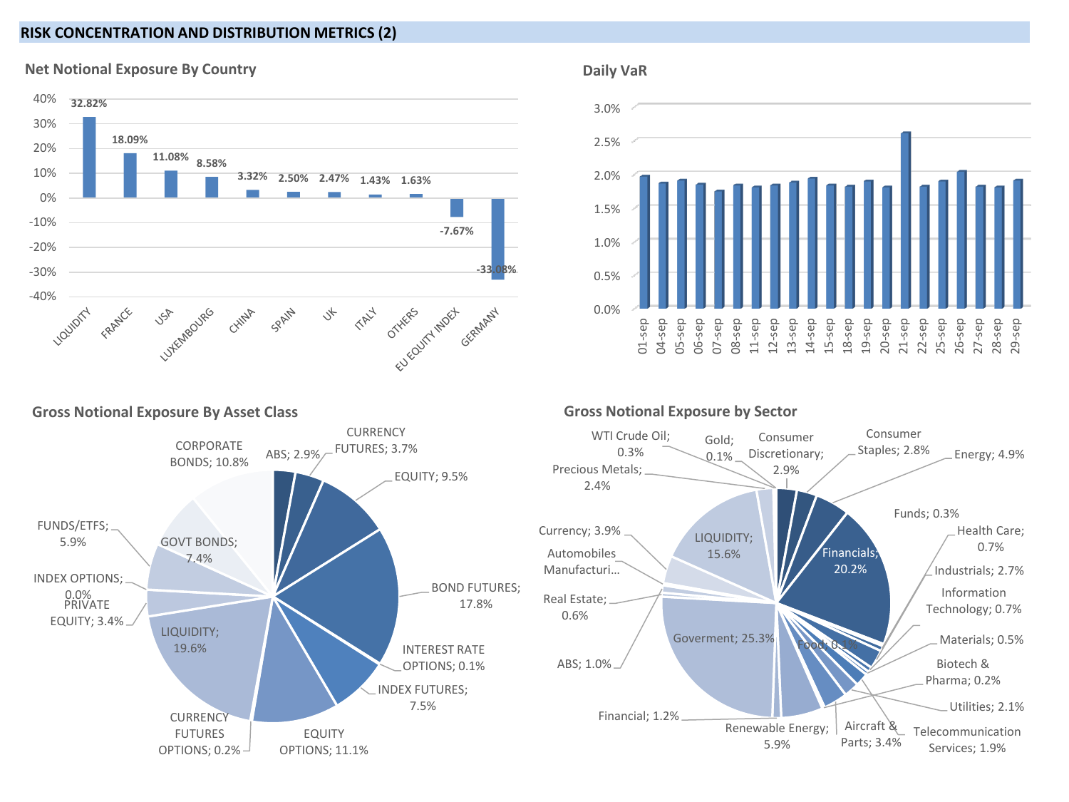## RISK CONCENTRATION AND DISTRIBUTION METRICS (2)

### Net Notional Exposure By Country

| Country | Net Notional Exposure |
|---|---|
| LIQUIDITY | 32.82% |
| FRANCE | 18.09% |
| USA | 11.08% |
| LUXEMBOURG | 8.58% |
| CHINA | 3.32% |
| SPAIN | 2.50% |
| UK | 2.47% |
| ITALY | 1.43% |
| OTHERS | 1.63% |
| EU EQUITY INDEX | -7.67% |
| GERMANY | -33.08% |

### Daily VaR

Dates: 01-sep, 04-sep, 05-sep, 06-sep, 07-sep, 08-sep, 11-sep, 12-sep, 13-sep, 14-sep, 15-sep, 18-sep, 19-sep, 20-sep, 21-sep, 22-sep, 25-sep, 26-sep, 27-sep, 28-sep, 29-sep

Axis: 0.0% – 3.0%

### Gross Notional Exposure By Asset Class

| Asset Class | Exposure |
|---|---|
| ABS | 2.9% |
| CURRENCY FUTURES | 3.7% |
| EQUITY | 9.5% |
| BOND FUTURES | 17.8% |
| INTEREST RATE OPTIONS | 0.1% |
| INDEX FUTURES | 7.5% |
| EQUITY OPTIONS | 11.1% |
| CURRENCY FUTURES OPTIONS | 0.2% |
| LIQUIDITY | 19.6% |
| PRIVATE EQUITY | 3.4% |
| INDEX OPTIONS | 0.0% |
| FUNDS/ETFS | 5.9% |
| GOVT BONDS | 7.4% |
| CORPORATE BONDS | 10.8% |

### Gross Notional Exposure by Sector

| Sector | Exposure |
|---|---|
| Consumer Discretionary | 2.9% |
| Consumer Staples | 2.8% |
| Energy | 4.9% |
| Financials | 20.2% |
| Funds | 0.3% |
| Health Care | 0.7% |
| Industrials | 2.7% |
| Information Technology | 0.7% |
| Materials | 0.5% |
| Biotech & Pharma | 0.2% |
| Utilities | 2.1% |
| Telecommunication Services | 1.9% |
| Aircraft & Parts | 3.4% |
| Food | 0.1% |
| Renewable Energy | 5.9% |
| Financial | 1.2% |
| Goverment | 25.3% |
| ABS | 1.0% |
| Real Estate | 0.6% |
| Automobiles Manufacturi… | |
| Currency | 3.9% |
| LIQUIDITY | 15.6% |
| Precious Metals | 2.4% |
| WTI Crude Oil | 0.3% |
| Gold | 0.1% |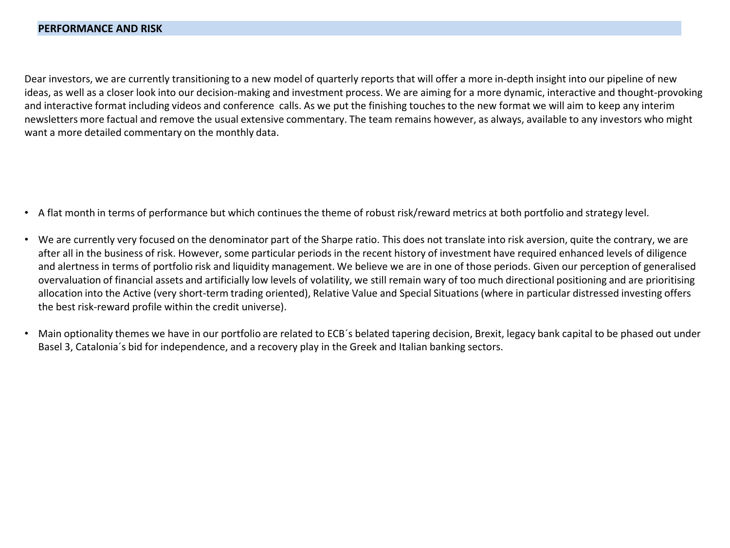## PERFORMANCE AND RISK

Dear investors, we are currently transitioning to a new model of quarterly reports that will offer a more in-depth insight into our pipeline of new ideas, as well as a closer look into our decision-making and investment process. We are aiming for a more dynamic, interactive and thought-provoking and interactive format including videos and conference calls. As we put the finishing touches to the new format we will aim to keep any interim newsletters more factual and remove the usual extensive commentary. The team remains however, as always, available to any investors who might want a more detailed commentary on the monthly data.

- A flat month in terms of performance but which continues the theme of robust risk/reward metrics at both portfolio and strategy level.
- We are currently very focused on the denominator part of the Sharpe ratio. This does not translate into risk aversion, quite the contrary, we are after all in the business of risk. However, some particular periods in the recent history of investment have required enhanced levels of diligence and alertness in terms of portfolio risk and liquidity management. We believe we are in one of those periods. Given our perception of generalised overvaluation of financial assets and artificially low levels of volatility, we still remain wary of too much directional positioning and are prioritising allocation into the Active (very short-term trading oriented), Relative Value and Special Situations (where in particular distressed investing offers the best risk-reward profile within the credit universe).
- Main optionality themes we have in our portfolio are related to ECB´s belated tapering decision, Brexit, legacy bank capital to be phased out under Basel 3, Catalonia´s bid for independence, and a recovery play in the Greek and Italian banking sectors.